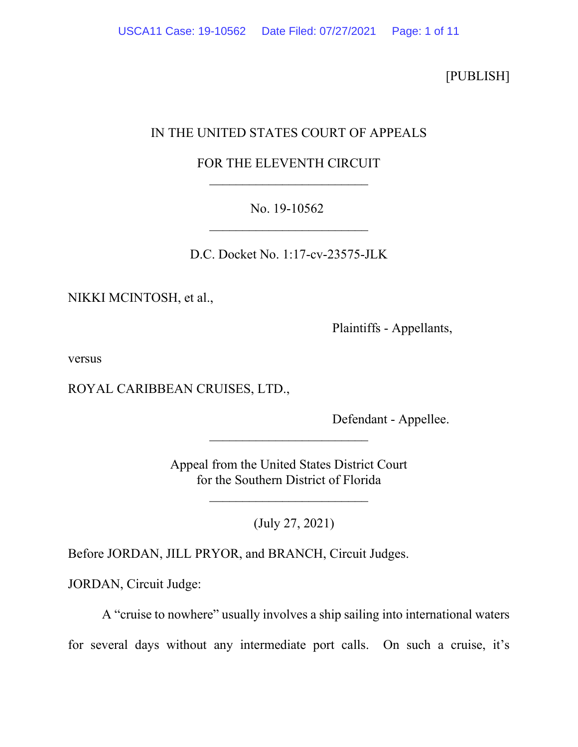[PUBLISH]

IN THE UNITED STATES COURT OF APPEALS

FOR THE ELEVENTH CIRCUIT

________________________

No. 19-10562

________________________

D.C. Docket No. 1:17-cv-23575-JLK

NIKKI MCINTOSH, et al.,

Plaintiffs - Appellants,

versus

ROYAL CARIBBEAN CRUISES, LTD.,

Defendant - Appellee.

________________________

Appeal from the United States District Court
for the Southern District of Florida

________________________

(July 27, 2021)

Before JORDAN, JILL PRYOR, and BRANCH, Circuit Judges.

JORDAN, Circuit Judge:

A "cruise to nowhere" usually involves a ship sailing into international waters for several days without any intermediate port calls. On such a cruise, it's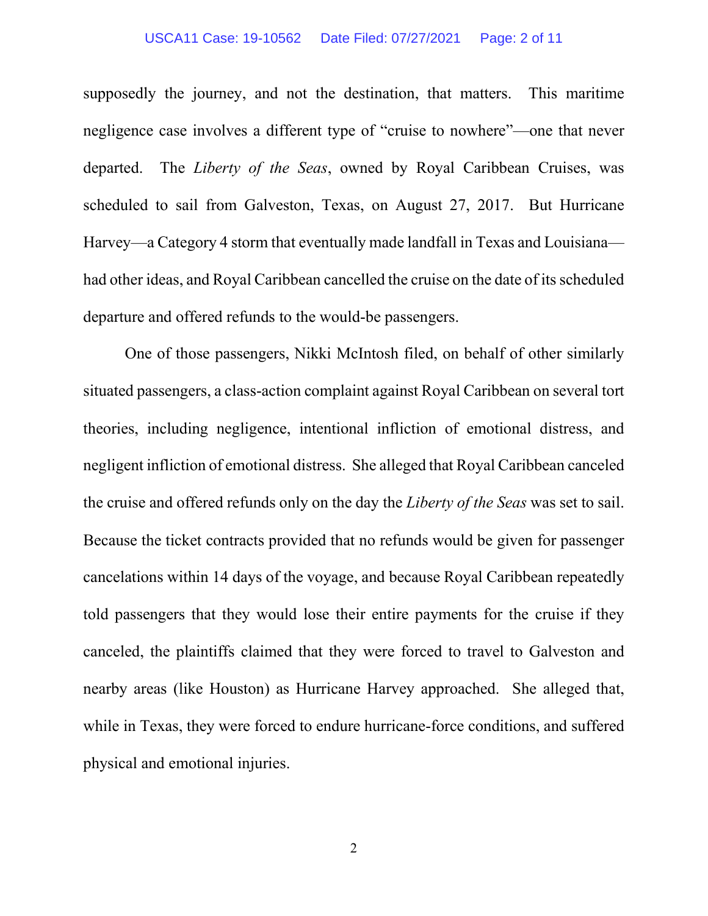supposedly the journey, and not the destination, that matters. This maritime negligence case involves a different type of "cruise to nowhere"—one that never departed. The *Liberty of the Seas*, owned by Royal Caribbean Cruises, was scheduled to sail from Galveston, Texas, on August 27, 2017. But Hurricane Harvey—a Category 4 storm that eventually made landfall in Texas and Louisiana—had other ideas, and Royal Caribbean cancelled the cruise on the date of its scheduled departure and offered refunds to the would-be passengers.

One of those passengers, Nikki McIntosh filed, on behalf of other similarly situated passengers, a class-action complaint against Royal Caribbean on several tort theories, including negligence, intentional infliction of emotional distress, and negligent infliction of emotional distress. She alleged that Royal Caribbean canceled the cruise and offered refunds only on the day the *Liberty of the Seas* was set to sail. Because the ticket contracts provided that no refunds would be given for passenger cancelations within 14 days of the voyage, and because Royal Caribbean repeatedly told passengers that they would lose their entire payments for the cruise if they canceled, the plaintiffs claimed that they were forced to travel to Galveston and nearby areas (like Houston) as Hurricane Harvey approached. She alleged that, while in Texas, they were forced to endure hurricane-force conditions, and suffered physical and emotional injuries.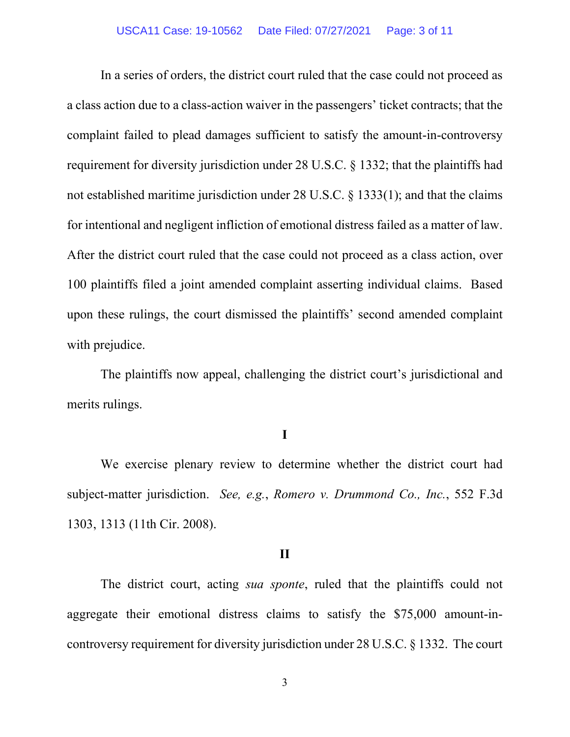In a series of orders, the district court ruled that the case could not proceed as a class action due to a class-action waiver in the passengers' ticket contracts; that the complaint failed to plead damages sufficient to satisfy the amount-in-controversy requirement for diversity jurisdiction under 28 U.S.C. § 1332; that the plaintiffs had not established maritime jurisdiction under 28 U.S.C. § 1333(1); and that the claims for intentional and negligent infliction of emotional distress failed as a matter of law. After the district court ruled that the case could not proceed as a class action, over 100 plaintiffs filed a joint amended complaint asserting individual claims. Based upon these rulings, the court dismissed the plaintiffs' second amended complaint with prejudice.

The plaintiffs now appeal, challenging the district court's jurisdictional and merits rulings.

## I

We exercise plenary review to determine whether the district court had subject-matter jurisdiction. *See, e.g.*, *Romero v. Drummond Co., Inc.*, 552 F.3d 1303, 1313 (11th Cir. 2008).

## II

The district court, acting *sua sponte*, ruled that the plaintiffs could not aggregate their emotional distress claims to satisfy the $75,000 amount-in-controversy requirement for diversity jurisdiction under 28 U.S.C. § 1332. The court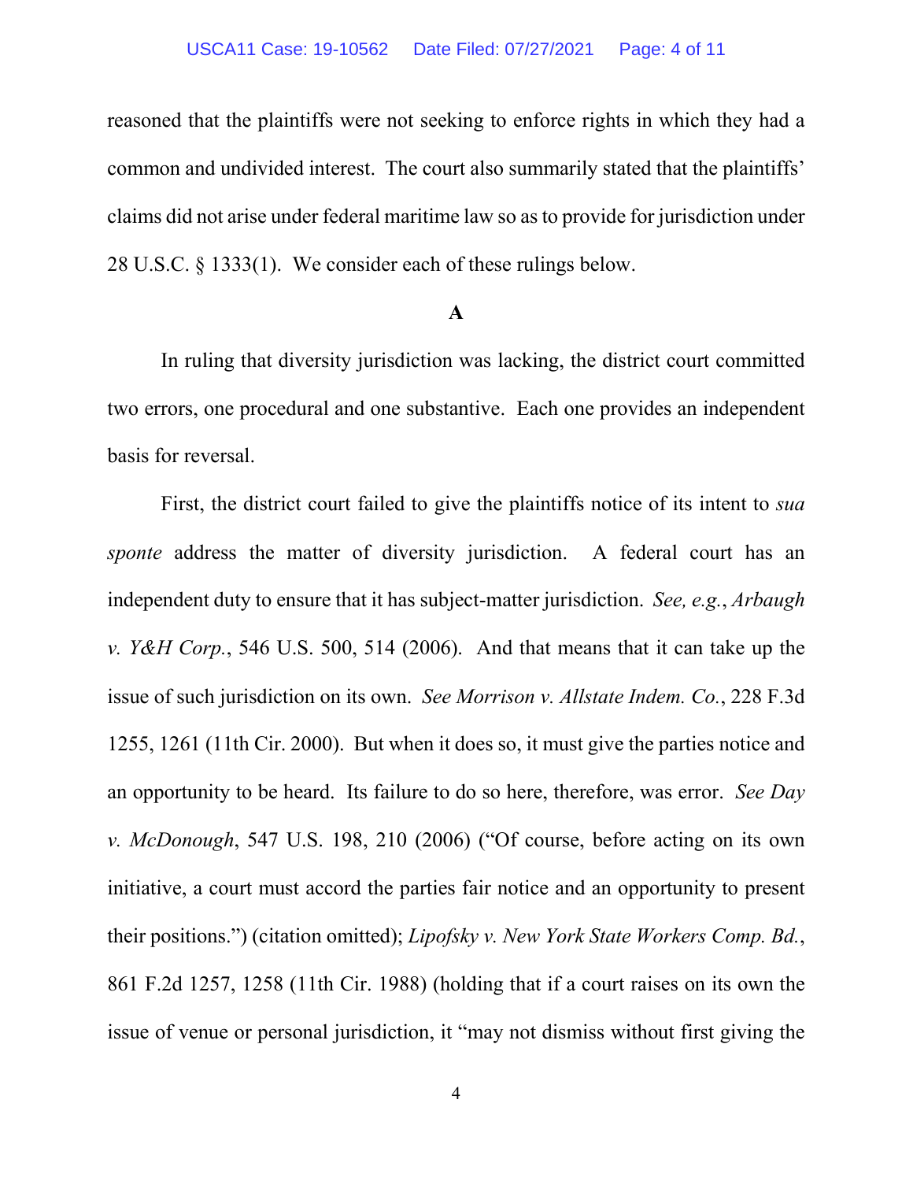reasoned that the plaintiffs were not seeking to enforce rights in which they had a common and undivided interest. The court also summarily stated that the plaintiffs' claims did not arise under federal maritime law so as to provide for jurisdiction under 28 U.S.C. § 1333(1). We consider each of these rulings below.

**A**

In ruling that diversity jurisdiction was lacking, the district court committed two errors, one procedural and one substantive. Each one provides an independent basis for reversal.

First, the district court failed to give the plaintiffs notice of its intent to *sua sponte* address the matter of diversity jurisdiction. A federal court has an independent duty to ensure that it has subject-matter jurisdiction. *See, e.g.*, *Arbaugh v. Y&H Corp.*, 546 U.S. 500, 514 (2006). And that means that it can take up the issue of such jurisdiction on its own. *See Morrison v. Allstate Indem. Co.*, 228 F.3d 1255, 1261 (11th Cir. 2000). But when it does so, it must give the parties notice and an opportunity to be heard. Its failure to do so here, therefore, was error. *See Day v. McDonough*, 547 U.S. 198, 210 (2006) ("Of course, before acting on its own initiative, a court must accord the parties fair notice and an opportunity to present their positions.") (citation omitted); *Lipofsky v. New York State Workers Comp. Bd.*, 861 F.2d 1257, 1258 (11th Cir. 1988) (holding that if a court raises on its own the issue of venue or personal jurisdiction, it "may not dismiss without first giving the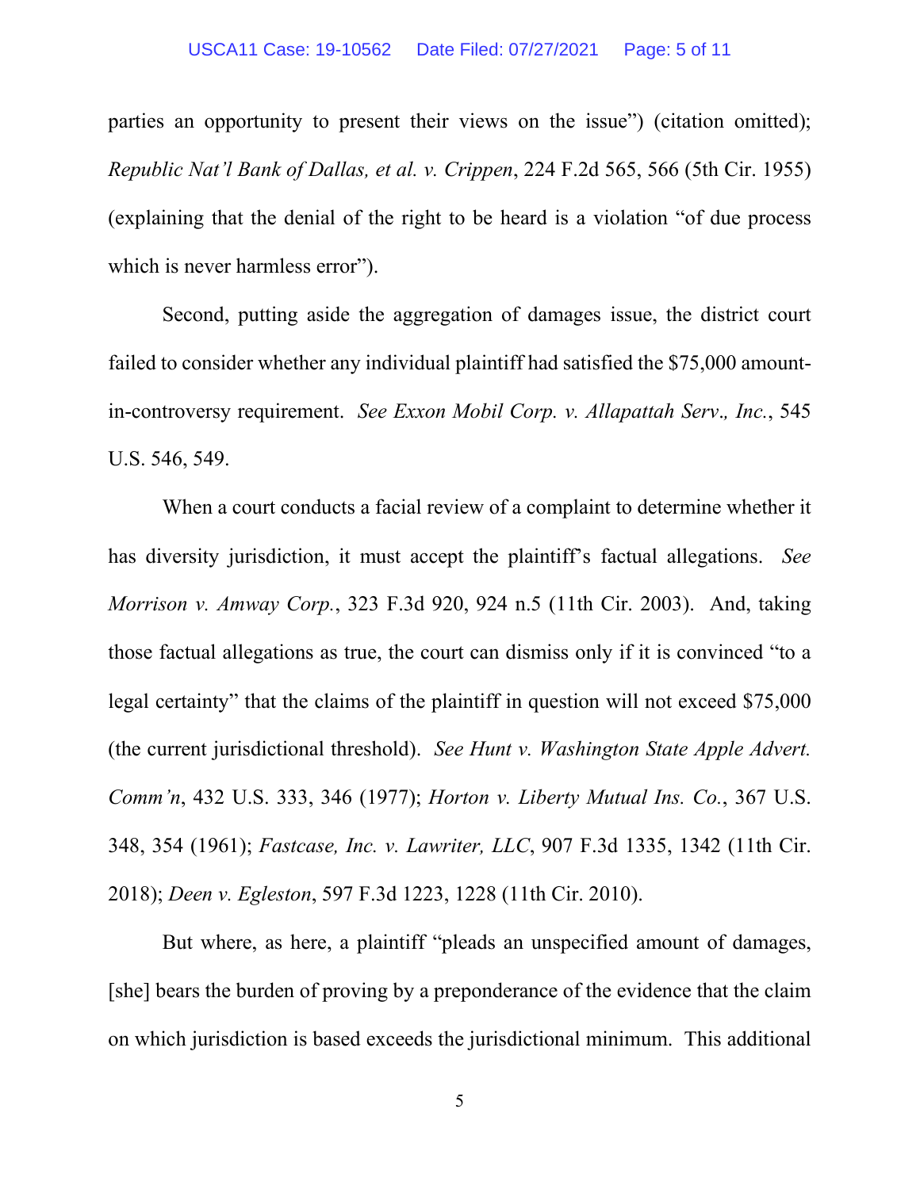parties an opportunity to present their views on the issue") (citation omitted); *Republic Nat'l Bank of Dallas, et al. v. Crippen*, 224 F.2d 565, 566 (5th Cir. 1955) (explaining that the denial of the right to be heard is a violation "of due process which is never harmless error").

Second, putting aside the aggregation of damages issue, the district court failed to consider whether any individual plaintiff had satisfied the $75,000 amount-in-controversy requirement. *See Exxon Mobil Corp. v. Allapattah Serv., Inc.*, 545 U.S. 546, 549.

When a court conducts a facial review of a complaint to determine whether it has diversity jurisdiction, it must accept the plaintiff's factual allegations. *See Morrison v. Amway Corp.*, 323 F.3d 920, 924 n.5 (11th Cir. 2003). And, taking those factual allegations as true, the court can dismiss only if it is convinced "to a legal certainty" that the claims of the plaintiff in question will not exceed $75,000 (the current jurisdictional threshold). *See Hunt v. Washington State Apple Advert. Comm'n*, 432 U.S. 333, 346 (1977); *Horton v. Liberty Mutual Ins. Co.*, 367 U.S. 348, 354 (1961); *Fastcase, Inc. v. Lawriter, LLC*, 907 F.3d 1335, 1342 (11th Cir. 2018); *Deen v. Egleston*, 597 F.3d 1223, 1228 (11th Cir. 2010).

But where, as here, a plaintiff "pleads an unspecified amount of damages, [she] bears the burden of proving by a preponderance of the evidence that the claim on which jurisdiction is based exceeds the jurisdictional minimum. This additional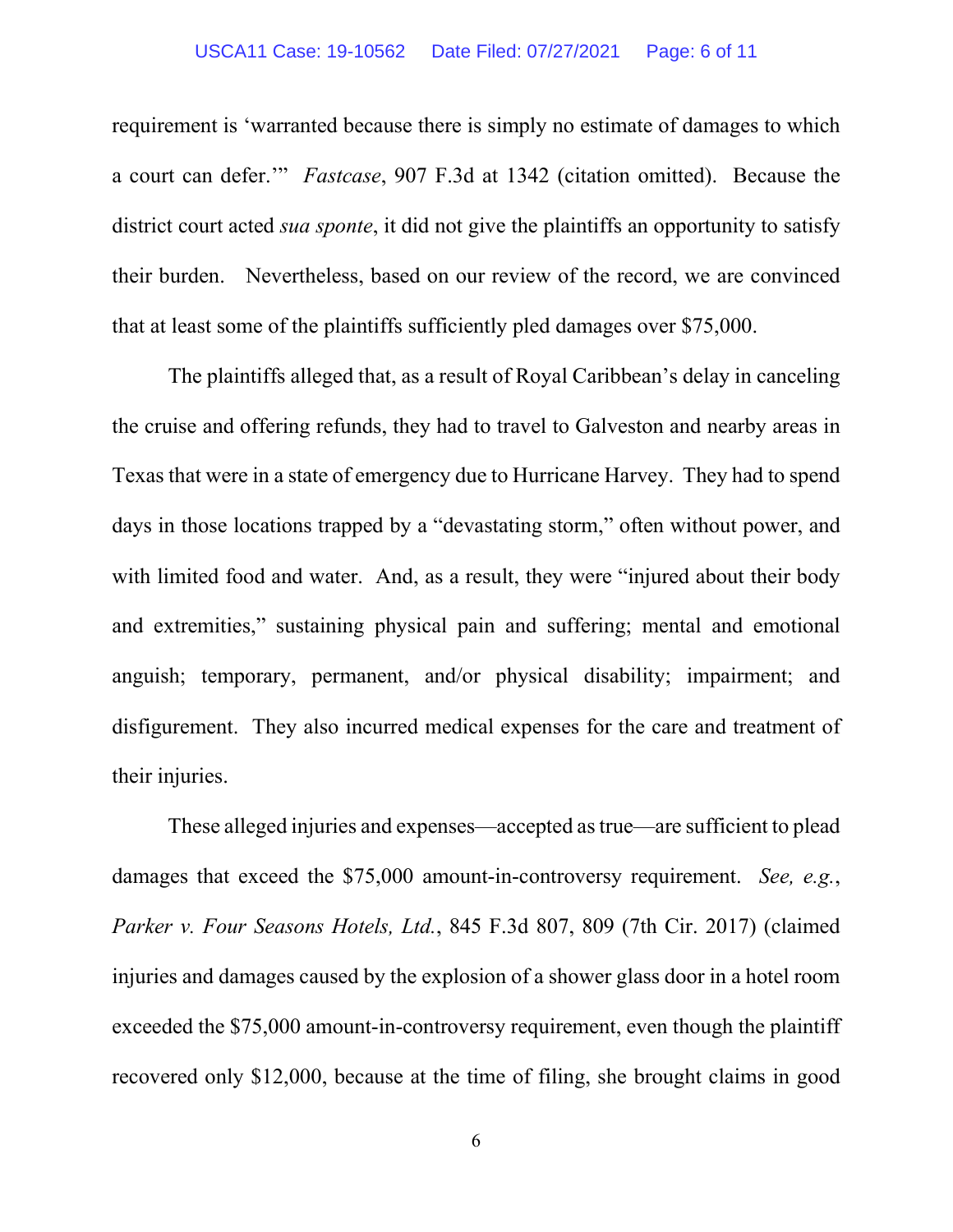requirement is 'warranted because there is simply no estimate of damages to which a court can defer.'" *Fastcase*, 907 F.3d at 1342 (citation omitted). Because the district court acted *sua sponte*, it did not give the plaintiffs an opportunity to satisfy their burden. Nevertheless, based on our review of the record, we are convinced that at least some of the plaintiffs sufficiently pled damages over $75,000.

The plaintiffs alleged that, as a result of Royal Caribbean's delay in canceling the cruise and offering refunds, they had to travel to Galveston and nearby areas in Texas that were in a state of emergency due to Hurricane Harvey. They had to spend days in those locations trapped by a "devastating storm," often without power, and with limited food and water. And, as a result, they were "injured about their body and extremities," sustaining physical pain and suffering; mental and emotional anguish; temporary, permanent, and/or physical disability; impairment; and disfigurement. They also incurred medical expenses for the care and treatment of their injuries.

These alleged injuries and expenses—accepted as true—are sufficient to plead damages that exceed the $75,000 amount-in-controversy requirement. *See, e.g.*, *Parker v. Four Seasons Hotels, Ltd.*, 845 F.3d 807, 809 (7th Cir. 2017) (claimed injuries and damages caused by the explosion of a shower glass door in a hotel room exceeded the $75,000 amount-in-controversy requirement, even though the plaintiff recovered only $12,000, because at the time of filing, she brought claims in good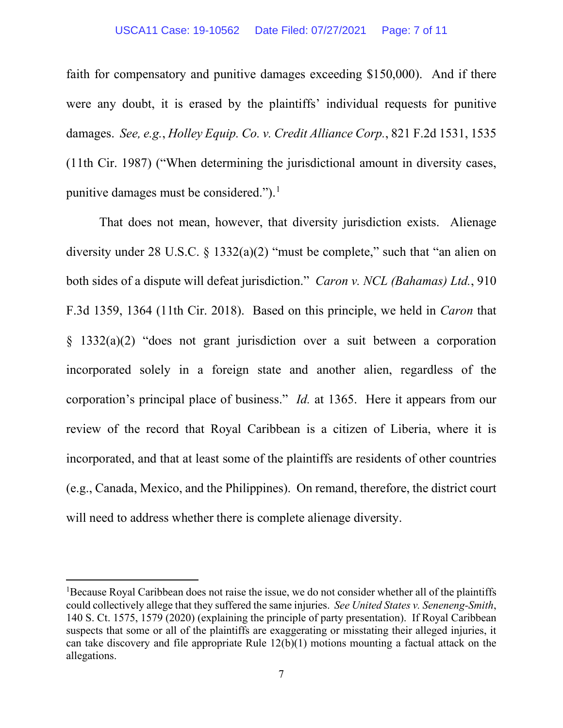faith for compensatory and punitive damages exceeding $150,000). And if there were any doubt, it is erased by the plaintiffs' individual requests for punitive damages. *See, e.g.*, *Holley Equip. Co. v. Credit Alliance Corp.*, 821 F.2d 1531, 1535 (11th Cir. 1987) ("When determining the jurisdictional amount in diversity cases, punitive damages must be considered.").[1]

That does not mean, however, that diversity jurisdiction exists. Alienage diversity under 28 U.S.C. § 1332(a)(2) "must be complete," such that "an alien on both sides of a dispute will defeat jurisdiction." *Caron v. NCL (Bahamas) Ltd.*, 910 F.3d 1359, 1364 (11th Cir. 2018). Based on this principle, we held in *Caron* that § 1332(a)(2) "does not grant jurisdiction over a suit between a corporation incorporated solely in a foreign state and another alien, regardless of the corporation's principal place of business." *Id.* at 1365. Here it appears from our review of the record that Royal Caribbean is a citizen of Liberia, where it is incorporated, and that at least some of the plaintiffs are residents of other countries (e.g., Canada, Mexico, and the Philippines). On remand, therefore, the district court will need to address whether there is complete alienage diversity.

---

[1]Because Royal Caribbean does not raise the issue, we do not consider whether all of the plaintiffs could collectively allege that they suffered the same injuries. *See United States v. Sineneng-Smith*, 140 S. Ct. 1575, 1579 (2020) (explaining the principle of party presentation). If Royal Caribbean suspects that some or all of the plaintiffs are exaggerating or misstating their alleged injuries, it can take discovery and file appropriate Rule 12(b)(1) motions mounting a factual attack on the allegations.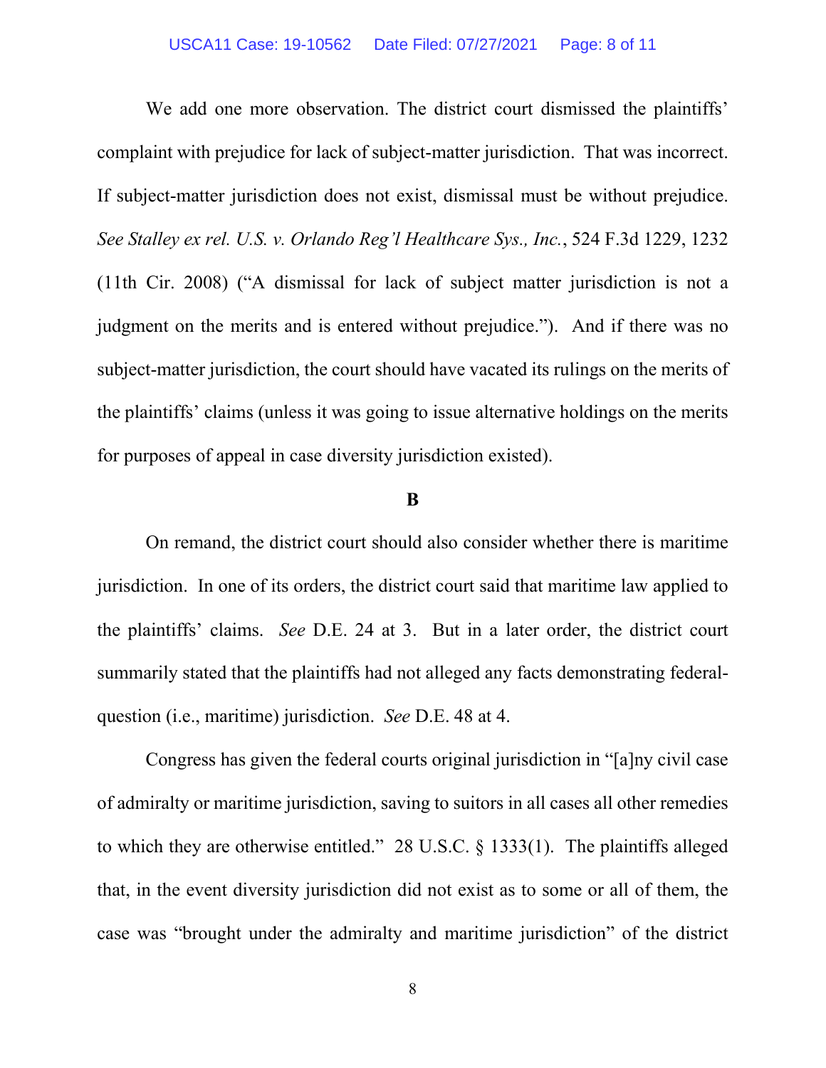We add one more observation. The district court dismissed the plaintiffs' complaint with prejudice for lack of subject-matter jurisdiction. That was incorrect. If subject-matter jurisdiction does not exist, dismissal must be without prejudice. *See Stalley ex rel. U.S. v. Orlando Reg'l Healthcare Sys., Inc.*, 524 F.3d 1229, 1232 (11th Cir. 2008) ("A dismissal for lack of subject matter jurisdiction is not a judgment on the merits and is entered without prejudice."). And if there was no subject-matter jurisdiction, the court should have vacated its rulings on the merits of the plaintiffs' claims (unless it was going to issue alternative holdings on the merits for purposes of appeal in case diversity jurisdiction existed).

**B**

On remand, the district court should also consider whether there is maritime jurisdiction. In one of its orders, the district court said that maritime law applied to the plaintiffs' claims. *See* D.E. 24 at 3. But in a later order, the district court summarily stated that the plaintiffs had not alleged any facts demonstrating federal-question (i.e., maritime) jurisdiction. *See* D.E. 48 at 4.

Congress has given the federal courts original jurisdiction in "[a]ny civil case of admiralty or maritime jurisdiction, saving to suitors in all cases all other remedies to which they are otherwise entitled." 28 U.S.C. § 1333(1). The plaintiffs alleged that, in the event diversity jurisdiction did not exist as to some or all of them, the case was "brought under the admiralty and maritime jurisdiction" of the district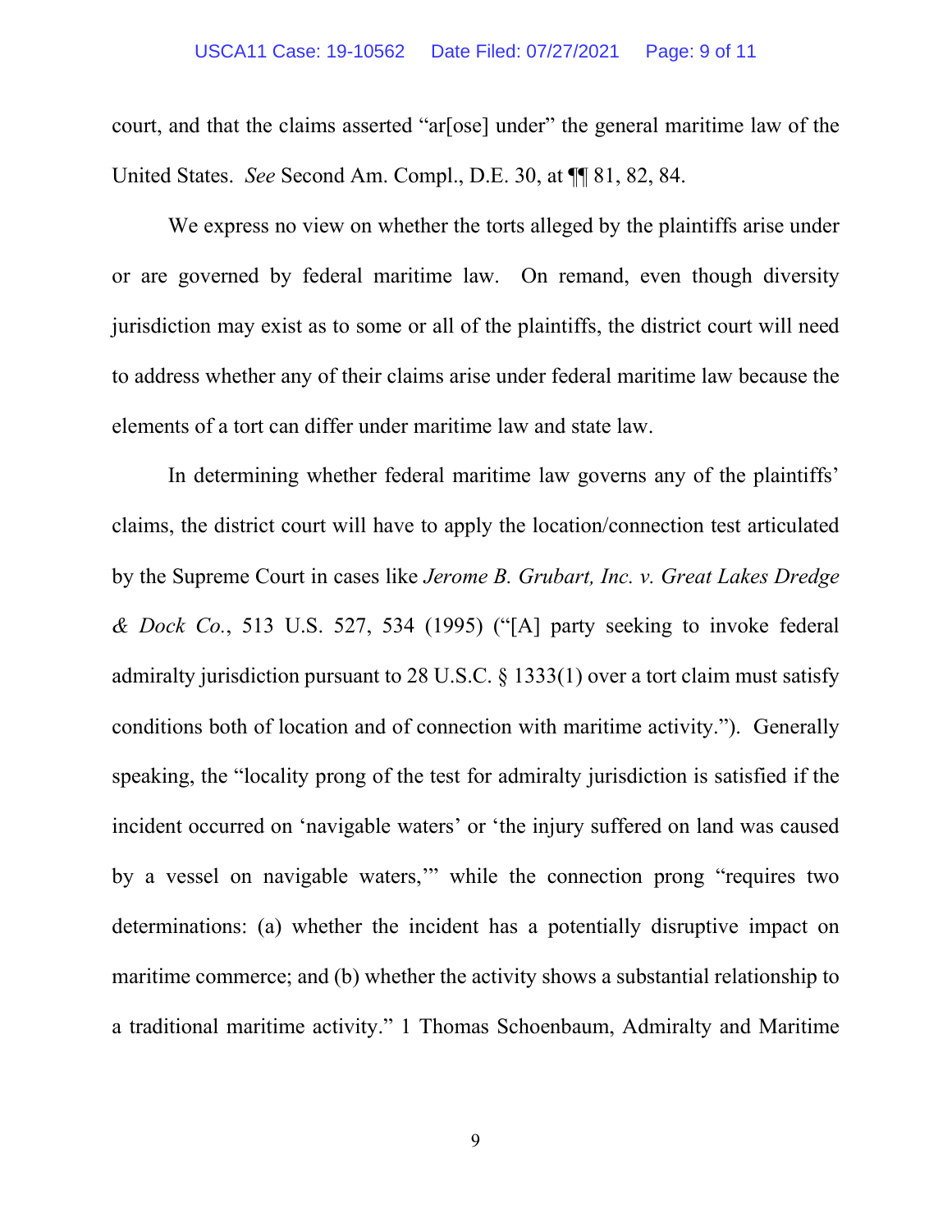court, and that the claims asserted "ar[ose] under" the general maritime law of the United States. *See* Second Am. Compl., D.E. 30, at ¶¶ 81, 82, 84.

We express no view on whether the torts alleged by the plaintiffs arise under or are governed by federal maritime law. On remand, even though diversity jurisdiction may exist as to some or all of the plaintiffs, the district court will need to address whether any of their claims arise under federal maritime law because the elements of a tort can differ under maritime law and state law.

In determining whether federal maritime law governs any of the plaintiffs' claims, the district court will have to apply the location/connection test articulated by the Supreme Court in cases like *Jerome B. Grubart, Inc. v. Great Lakes Dredge & Dock Co.*, 513 U.S. 527, 534 (1995) ("[A] party seeking to invoke federal admiralty jurisdiction pursuant to 28 U.S.C. § 1333(1) over a tort claim must satisfy conditions both of location and of connection with maritime activity."). Generally speaking, the "locality prong of the test for admiralty jurisdiction is satisfied if the incident occurred on 'navigable waters' or 'the injury suffered on land was caused by a vessel on navigable waters,'" while the connection prong "requires two determinations: (a) whether the incident has a potentially disruptive impact on maritime commerce; and (b) whether the activity shows a substantial relationship to a traditional maritime activity." 1 Thomas Schoenbaum, Admiralty and Maritime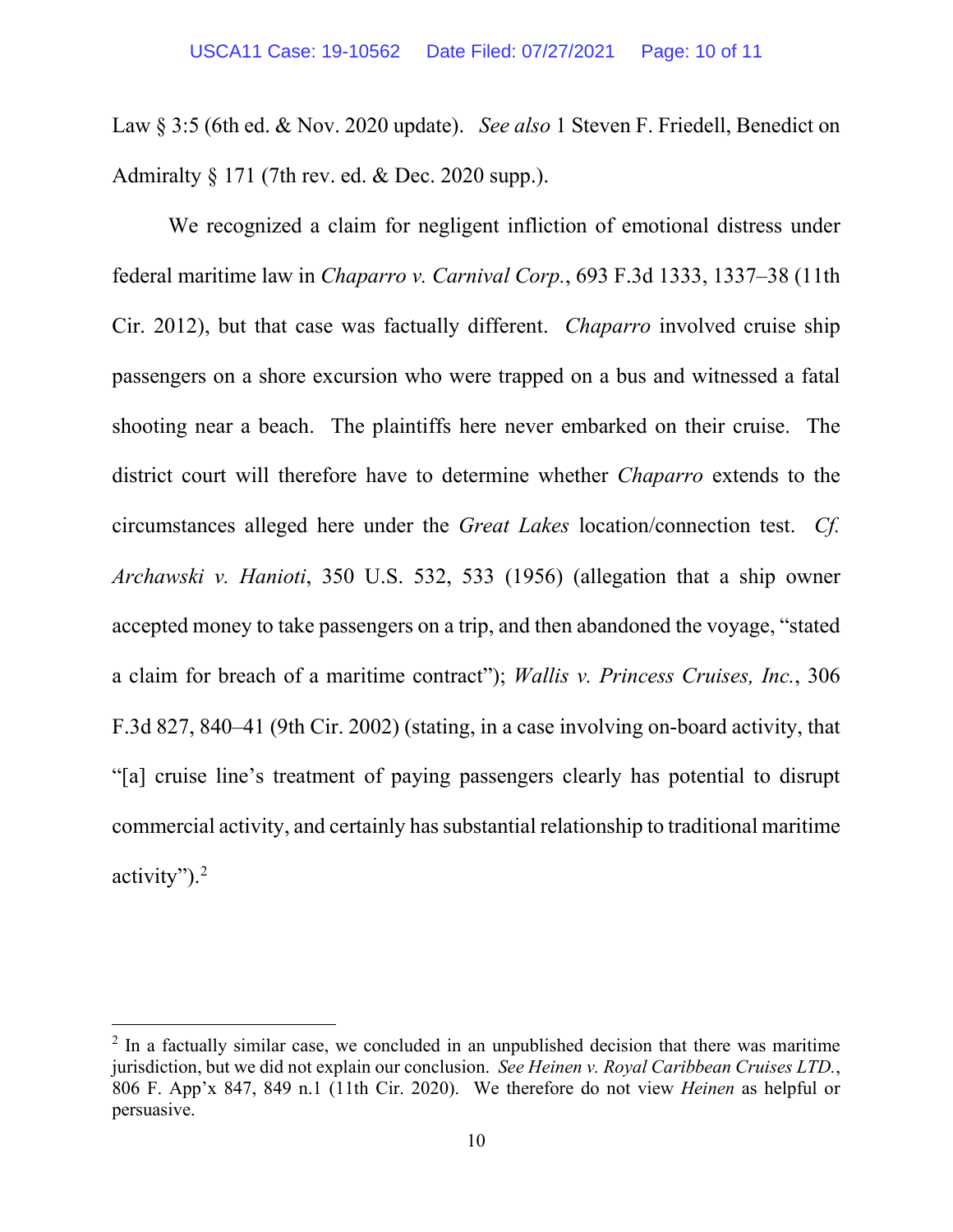Law § 3:5 (6th ed. & Nov. 2020 update). *See also* 1 Steven F. Friedell, Benedict on Admiralty § 171 (7th rev. ed. & Dec. 2020 supp.).

We recognized a claim for negligent infliction of emotional distress under federal maritime law in *Chaparro v. Carnival Corp.*, 693 F.3d 1333, 1337–38 (11th Cir. 2012), but that case was factually different. *Chaparro* involved cruise ship passengers on a shore excursion who were trapped on a bus and witnessed a fatal shooting near a beach. The plaintiffs here never embarked on their cruise. The district court will therefore have to determine whether *Chaparro* extends to the circumstances alleged here under the *Great Lakes* location/connection test. *Cf. Archawski v. Hanioti*, 350 U.S. 532, 533 (1956) (allegation that a ship owner accepted money to take passengers on a trip, and then abandoned the voyage, "stated a claim for breach of a maritime contract"); *Wallis v. Princess Cruises, Inc.*, 306 F.3d 827, 840–41 (9th Cir. 2002) (stating, in a case involving on-board activity, that "[a] cruise line's treatment of paying passengers clearly has potential to disrupt commercial activity, and certainly has substantial relationship to traditional maritime activity").[2]

---

[2] In a factually similar case, we concluded in an unpublished decision that there was maritime jurisdiction, but we did not explain our conclusion. *See Heinen v. Royal Caribbean Cruises LTD.*, 806 F. App'x 847, 849 n.1 (11th Cir. 2020). We therefore do not view *Heinen* as helpful or persuasive.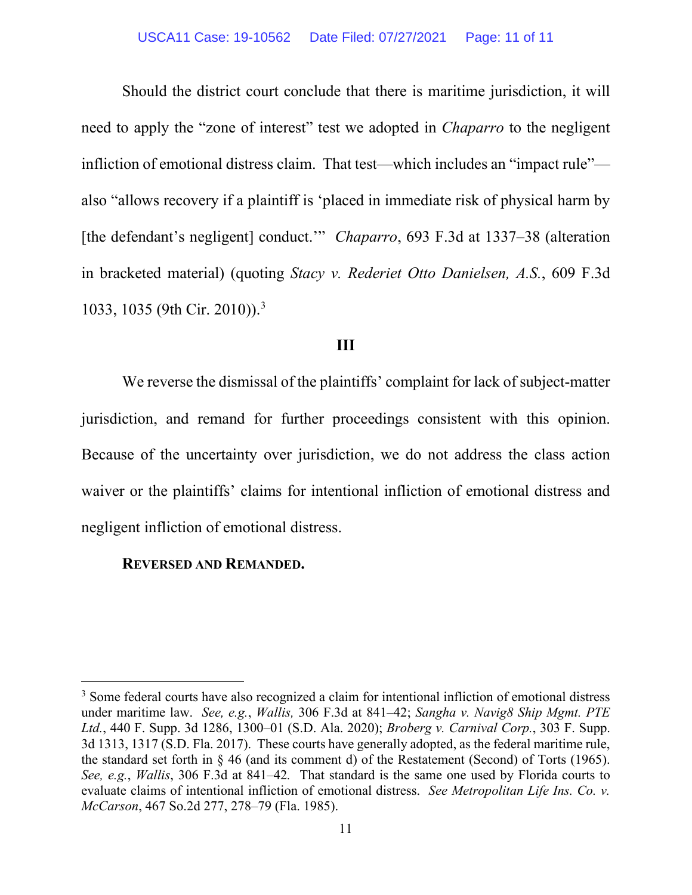Should the district court conclude that there is maritime jurisdiction, it will need to apply the "zone of interest" test we adopted in *Chaparro* to the negligent infliction of emotional distress claim. That test—which includes an "impact rule"—also "allows recovery if a plaintiff is 'placed in immediate risk of physical harm by [the defendant's negligent] conduct.'" *Chaparro*, 693 F.3d at 1337–38 (alteration in bracketed material) (quoting *Stacy v. Rederiet Otto Danielsen, A.S.*, 609 F.3d 1033, 1035 (9th Cir. 2010)).[3]

## III

We reverse the dismissal of the plaintiffs' complaint for lack of subject-matter jurisdiction, and remand for further proceedings consistent with this opinion. Because of the uncertainty over jurisdiction, we do not address the class action waiver or the plaintiffs' claims for intentional infliction of emotional distress and negligent infliction of emotional distress.

**REVERSED AND REMANDED.**

---

[3] Some federal courts have also recognized a claim for intentional infliction of emotional distress under maritime law. *See, e.g.*, *Wallis,* 306 F.3d at 841–42; *Sangha v. Navig8 Ship Mgmt. PTE Ltd.*, 440 F. Supp. 3d 1286, 1300–01 (S.D. Ala. 2020); *Broberg v. Carnival Corp.*, 303 F. Supp. 3d 1313, 1317 (S.D. Fla. 2017). These courts have generally adopted, as the federal maritime rule, the standard set forth in § 46 (and its comment d) of the Restatement (Second) of Torts (1965). *See, e.g.*, *Wallis*, 306 F.3d at 841–42*.* That standard is the same one used by Florida courts to evaluate claims of intentional infliction of emotional distress. *See Metropolitan Life Ins. Co. v. McCarson*, 467 So.2d 277, 278–79 (Fla. 1985).